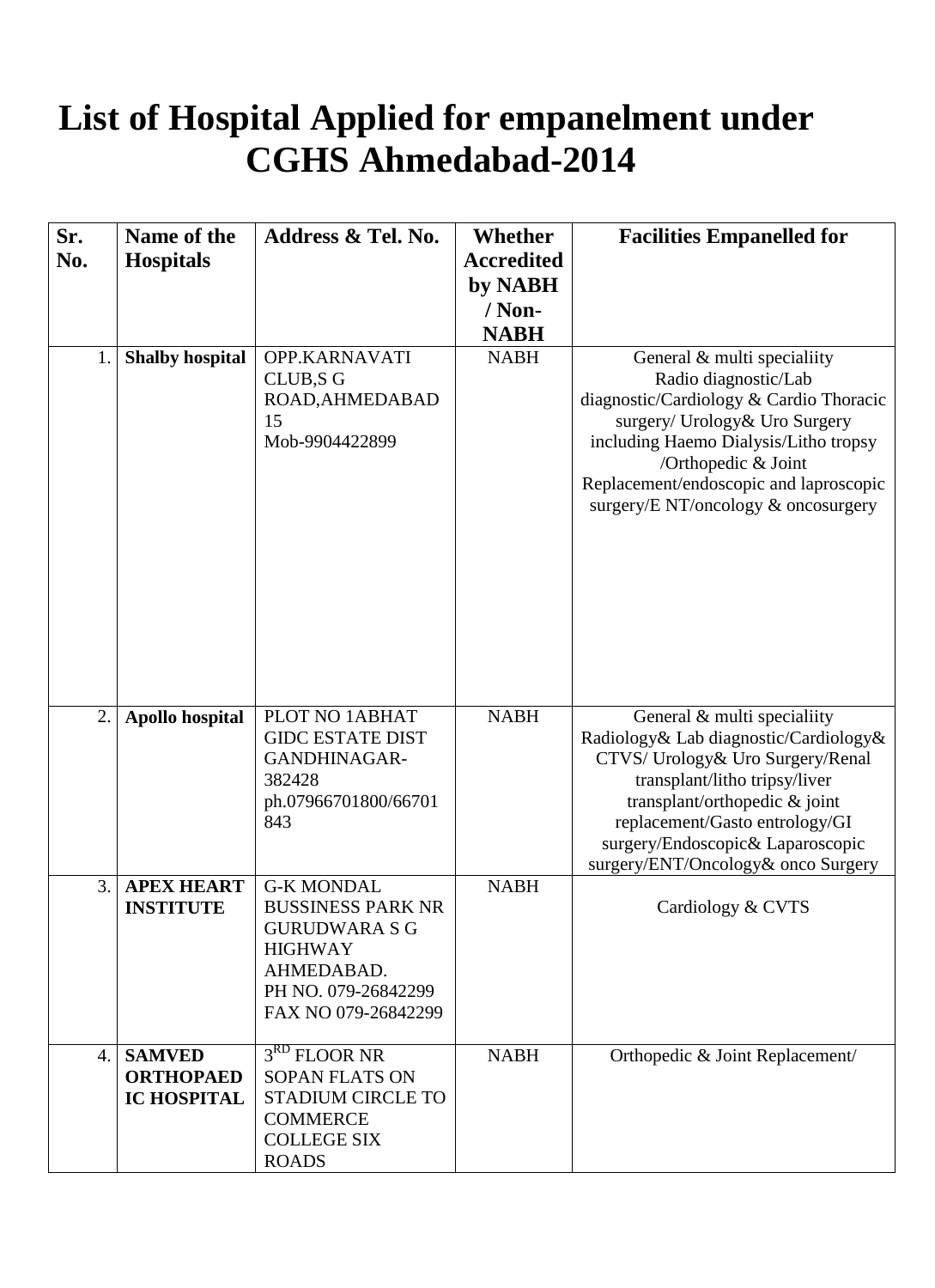# List of Hospital Applied for empanelment under CGHS Ahmedabad-2014

| Sr. No. | Name of the Hospitals | Address & Tel. No. | Whether Accredited by NABH / Non-NABH | Facilities Empanelled for |
|---|---|---|---|---|
| 1. | **Shalby hospital** | OPP.KARNAVATI CLUB,S G ROAD,AHMEDABAD 15 Mob-9904422899 | NABH | General & multi specialiity Radio diagnostic/Lab diagnostic/Cardiology & Cardio Thoracic surgery/ Urology& Uro Surgery including Haemo Dialysis/Litho tropsy /Orthopedic & Joint Replacement/endoscopic and laproscopic surgery/E NT/oncology & oncosurgery |
| 2. | **Apollo hospital** | PLOT NO 1ABHAT GIDC ESTATE DIST GANDHINAGAR-382428 ph.07966701800/66701843 | NABH | General & multi specialiity Radiology& Lab diagnostic/Cardiology& CTVS/ Urology& Uro Surgery/Renal transplant/litho tripsy/liver transplant/orthopedic & joint replacement/Gasto entrology/GI surgery/Endoscopic& Laparoscopic surgery/ENT/Oncology& onco Surgery |
| 3. | **APEX HEART INSTITUTE** | G-K MONDAL BUSSINESS PARK NR GURUDWARA S G HIGHWAY AHMEDABAD. PH NO. 079-26842299 FAX NO 079-26842299 | NABH | Cardiology & CVTS |
| 4. | **SAMVED ORTHOPAEDIC HOSPITAL** | 3RD FLOOR NR SOPAN FLATS ON STADIUM CIRCLE TO COMMERCE COLLEGE SIX ROADS | NABH | Orthopedic & Joint Replacement/ |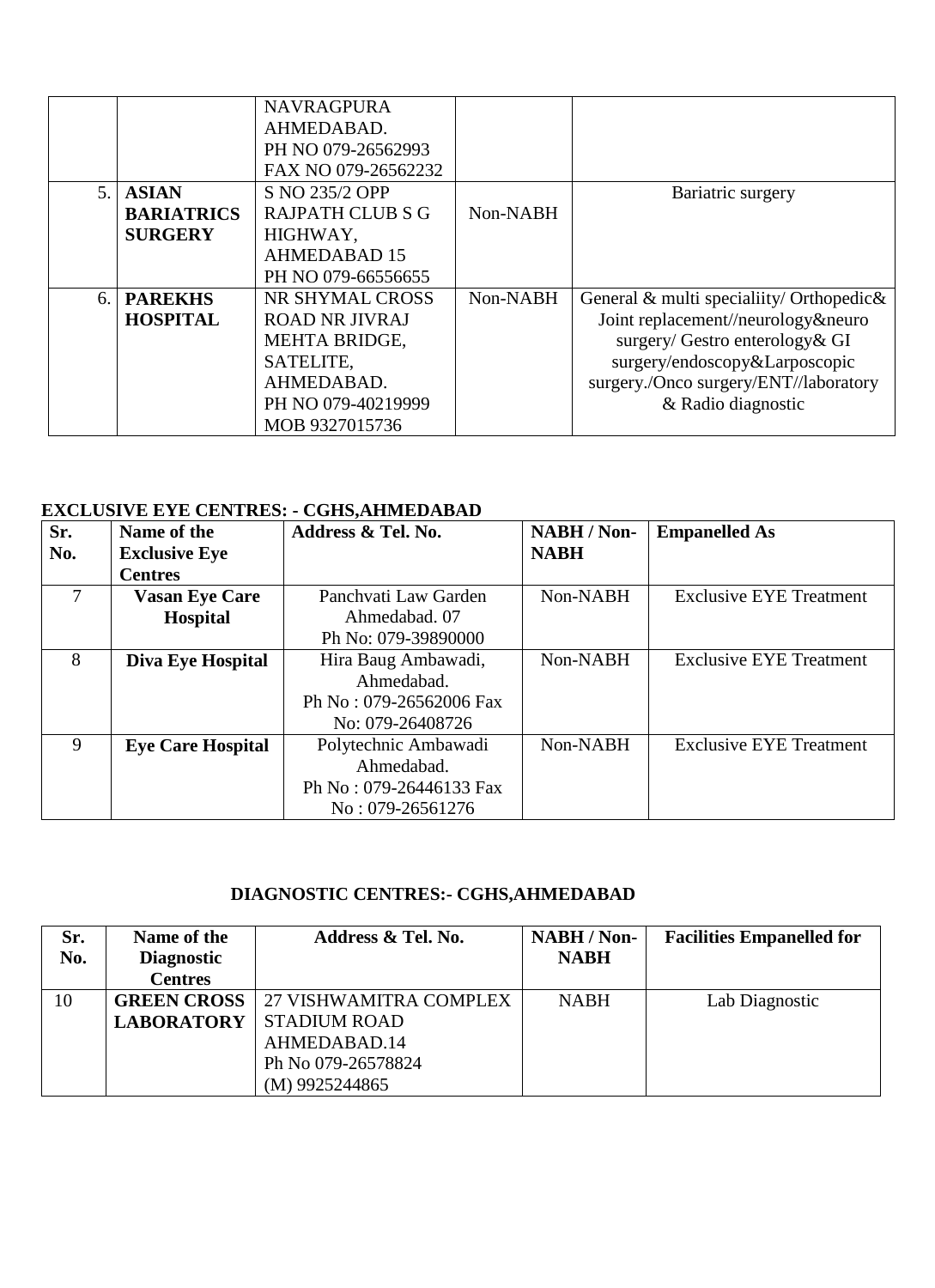| | | | | |
|---|---|---|---|---|
| | | NAVRAGPURA AHMEDABAD. PH NO 079-26562993 FAX NO 079-26562232 | | |
| 5. | **ASIAN BARIATRICS SURGERY** | S NO 235/2 OPP RAJPATH CLUB S G HIGHWAY, AHMEDABAD 15 PH NO 079-66556655 | Non-NABH | Bariatric surgery |
| 6. | **PAREKHS HOSPITAL** | NR SHYMAL CROSS ROAD NR JIVRAJ MEHTA BRIDGE, SATELITE, AHMEDABAD. PH NO 079-40219999 MOB 9327015736 | Non-NABH | General & multi specialiity/ Orthopedic& Joint replacement//neurology&neuro surgery/ Gestro enterology& GI surgery/endoscopy&Larposcopic surgery./Onco surgery/ENT//laboratory & Radio diagnostic |

**EXCLUSIVE EYE CENTRES: - CGHS,AHMEDABAD**

| Sr. No. | Name of the Exclusive Eye Centres | Address & Tel. No. | NABH / Non-NABH | Empanelled As |
|---|---|---|---|---|
| 7 | **Vasan Eye Care Hospital** | Panchvati Law Garden Ahmedabad. 07 Ph No: 079-39890000 | Non-NABH | Exclusive EYE Treatment |
| 8 | **Diva Eye Hospital** | Hira Baug Ambawadi, Ahmedabad. Ph No : 079-26562006 Fax No: 079-26408726 | Non-NABH | Exclusive EYE Treatment |
| 9 | **Eye Care Hospital** | Polytechnic Ambawadi Ahmedabad. Ph No : 079-26446133 Fax No : 079-26561276 | Non-NABH | Exclusive EYE Treatment |

**DIAGNOSTIC CENTRES:- CGHS,AHMEDABAD**

| Sr. No. | Name of the Diagnostic Centres | Address & Tel. No. | NABH / Non-NABH | Facilities Empanelled for |
|---|---|---|---|---|
| 10 | **GREEN CROSS LABORATORY** | 27 VISHWAMITRA COMPLEX STADIUM ROAD AHMEDABAD.14 Ph No 079-26578824 (M) 9925244865 | NABH | Lab Diagnostic |